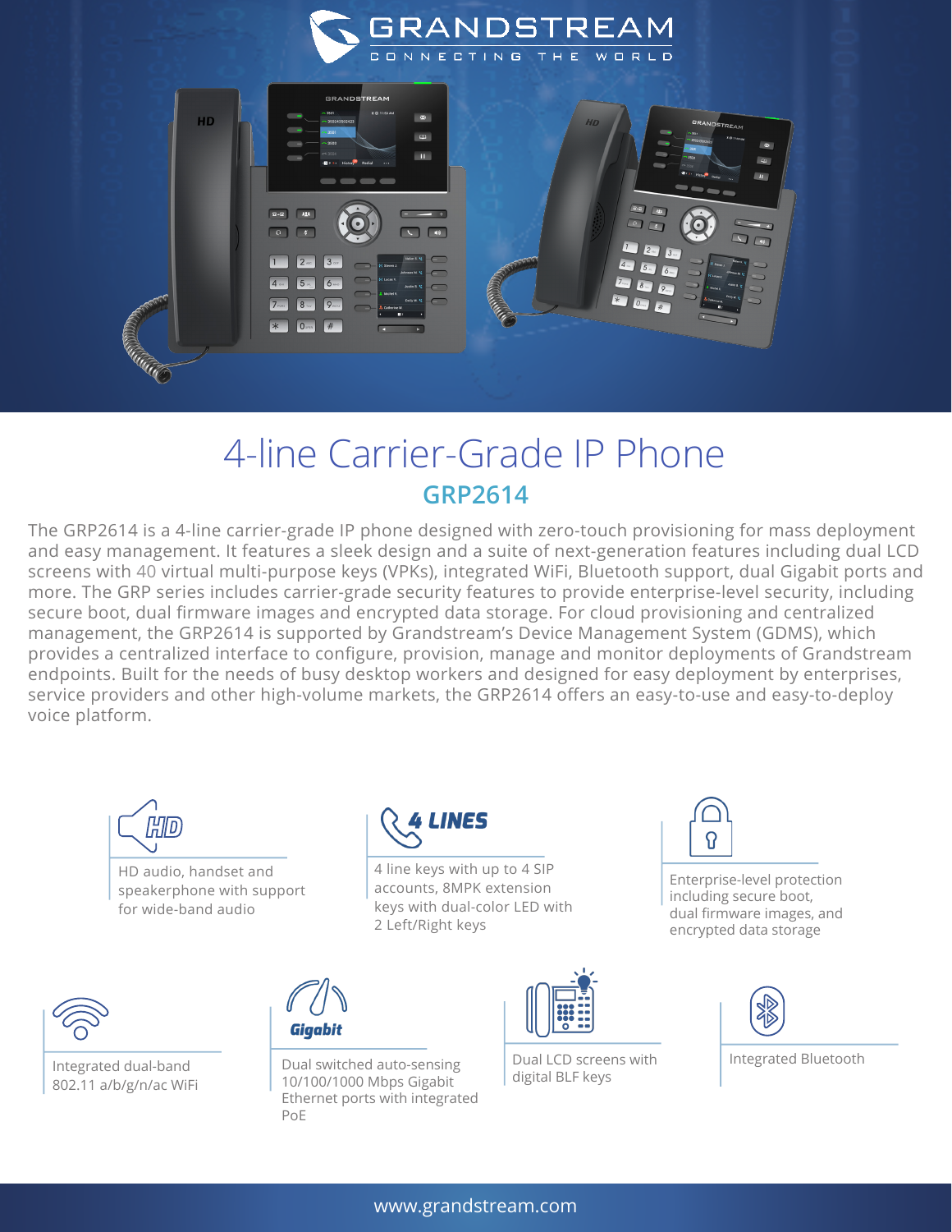# 4-line Carrier-Grade IP Phone

## GRP2614

The GRP2614 is a 4-line carrier-grade IP phone designed with zero-touch provisioning for mass deployment and easy management. It features a sleek design and a suite of next-generation features including dual LCD screens with 40 virtual multi-purpose keys (VPKs), integrated WiFi, Bluetooth support, dual Gigabit ports and more. The GRP series includes carrier-grade security features to provide enterprise-level security, including secure boot, dual firmware images and encrypted data storage. For cloud provisioning and centralized management, the GRP2614 is supported by Grandstream's Device Management System (GDMS), which provides a centralized interface to configure, provision, manage and monitor deployments of Grandstream endpoints. Built for the needs of busy desktop workers and designed for easy deployment by enterprises, service providers and other high-volume markets, the GRP2614 offers an easy-to-use and easy-to-deploy voice platform.

- HD audio, handset and speakerphone with support for wide-band audio
- 4 line keys with up to 4 SIP accounts, 8MPK extension keys with dual-color LED with 2 Left/Right keys
- Enterprise-level protection including secure boot, dual firmware images, and encrypted data storage
- Integrated dual-band 802.11 a/b/g/n/ac WiFi
- Dual switched auto-sensing 10/100/1000 Mbps Gigabit Ethernet ports with integrated PoE
- Dual LCD screens with digital BLF keys
- Integrated Bluetooth

www.grandstream.com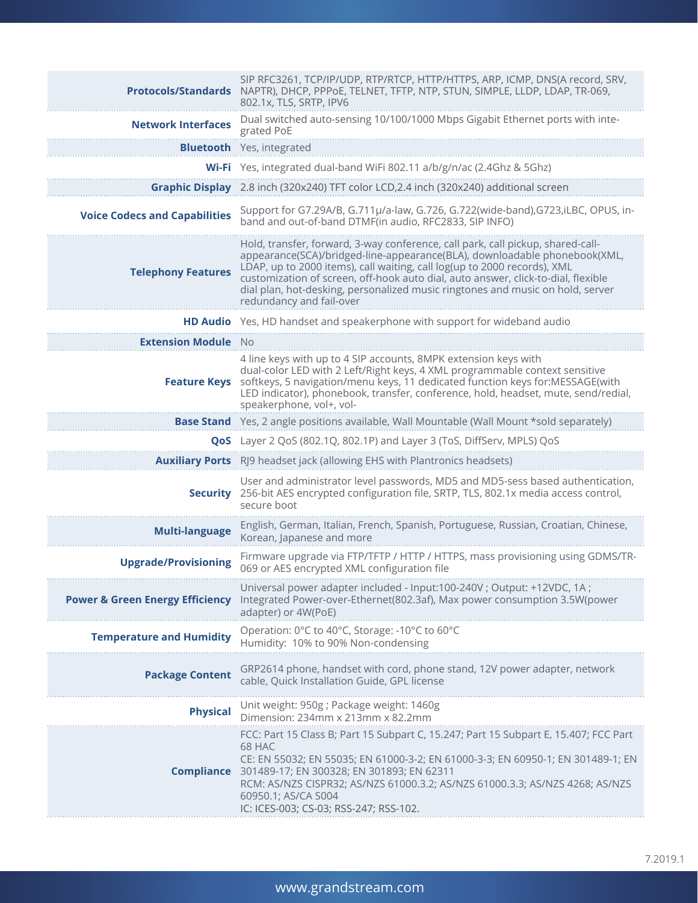| | |
|---|---|
| **Protocols/Standards** | SIP RFC3261, TCP/IP/UDP, RTP/RTCP, HTTP/HTTPS, ARP, ICMP, DNS(A record, SRV, NAPTR), DHCP, PPPoE, TELNET, TFTP, NTP, STUN, SIMPLE, LLDP, LDAP, TR-069, 802.1x, TLS, SRTP, IPV6 |
| **Network Interfaces** | Dual switched auto-sensing 10/100/1000 Mbps Gigabit Ethernet ports with integrated PoE |
| **Bluetooth** | Yes, integrated |
| **Wi-Fi** | Yes, integrated dual-band WiFi 802.11 a/b/g/n/ac (2.4Ghz & 5Ghz) |
| **Graphic Display** | 2.8 inch (320x240) TFT color LCD,2.4 inch (320x240) additional screen |
| **Voice Codecs and Capabilities** | Support for G7.29A/B, G.711µ/a-law, G.726, G.722(wide-band),G723,iLBC, OPUS, in-band and out-of-band DTMF(in audio, RFC2833, SIP INFO) |
| **Telephony Features** | Hold, transfer, forward, 3-way conference, call park, call pickup, shared-call-appearance(SCA)/bridged-line-appearance(BLA), downloadable phonebook(XML, LDAP, up to 2000 items), call waiting, call log(up to 2000 records), XML customization of screen, off-hook auto dial, auto answer, click-to-dial, flexible dial plan, hot-desking, personalized music ringtones and music on hold, server redundancy and fail-over |
| **HD Audio** | Yes, HD handset and speakerphone with support for wideband audio |
| **Extension Module** | No |
| **Feature Keys** | 4 line keys with up to 4 SIP accounts, 8MPK extension keys with dual-color LED with 2 Left/Right keys, 4 XML programmable context sensitive softkeys, 5 navigation/menu keys, 11 dedicated function keys for:MESSAGE(with LED indicator), phonebook, transfer, conference, hold, headset, mute, send/redial, speakerphone, vol+, vol- |
| **Base Stand** | Yes, 2 angle positions available, Wall Mountable (Wall Mount *sold separately) |
| **QoS** | Layer 2 QoS (802.1Q, 802.1P) and Layer 3 (ToS, DiffServ, MPLS) QoS |
| **Auxiliary Ports** | RJ9 headset jack (allowing EHS with Plantronics headsets) |
| **Security** | User and administrator level passwords, MD5 and MD5-sess based authentication, 256-bit AES encrypted configuration file, SRTP, TLS, 802.1x media access control, secure boot |
| **Multi-language** | English, German, Italian, French, Spanish, Portuguese, Russian, Croatian, Chinese, Korean, Japanese and more |
| **Upgrade/Provisioning** | Firmware upgrade via FTP/TFTP / HTTP / HTTPS, mass provisioning using GDMS/TR-069 or AES encrypted XML configuration file |
| **Power & Green Energy Efficiency** | Universal power adapter included - Input:100-240V ; Output: +12VDC, 1A ; Integrated Power-over-Ethernet(802.3af), Max power consumption 3.5W(power adapter) or 4W(PoE) |
| **Temperature and Humidity** | Operation: 0°C to 40°C, Storage: -10°C to 60°C<br>Humidity: 10% to 90% Non-condensing |
| **Package Content** | GRP2614 phone, handset with cord, phone stand, 12V power adapter, network cable, Quick Installation Guide, GPL license |
| **Physical** | Unit weight: 950g ; Package weight: 1460g<br>Dimension: 234mm x 213mm x 82.2mm |
| **Compliance** | FCC: Part 15 Class B; Part 15 Subpart C, 15.247; Part 15 Subpart E, 15.407; FCC Part 68 HAC<br>CE: EN 55032; EN 55035; EN 61000-3-2; EN 61000-3-3; EN 60950-1; EN 301489-1; EN 301489-17; EN 300328; EN 301893; EN 62311<br>RCM: AS/NZS CISPR32; AS/NZS 61000.3.2; AS/NZS 61000.3.3; AS/NZS 4268; AS/NZS 60950.1; AS/CA S004<br>IC: ICES-003; CS-03; RSS-247; RSS-102. |

7.2019.1

www.grandstream.com